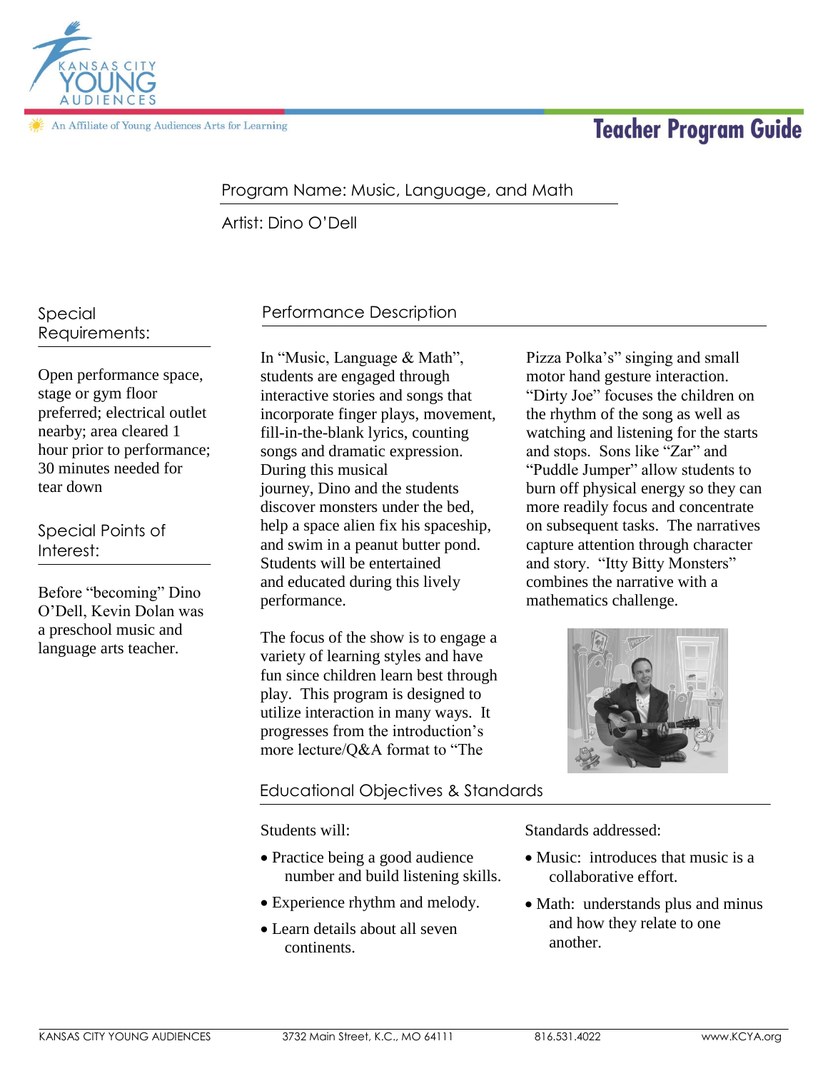Kansas City Young Audiences

An Affiliate of Young Audiences Arts for Learning

# Teacher Program Guide

Program Name: Music, Language, and Math

Artist: Dino O'Dell

## Special Requirements:

Open performance space, stage or gym floor preferred; electrical outlet nearby; area cleared 1 hour prior to performance; 30 minutes needed for tear down

## Special Points of Interest:

Before "becoming" Dino O'Dell, Kevin Dolan was a preschool music and language arts teacher.

## Performance Description

In "Music, Language & Math", students are engaged through interactive stories and songs that incorporate finger plays, movement, fill-in-the-blank lyrics, counting songs and dramatic expression. During this musical journey, Dino and the students discover monsters under the bed, help a space alien fix his spaceship, and swim in a peanut butter pond. Students will be entertained and educated during this lively performance.

The focus of the show is to engage a variety of learning styles and have fun since children learn best through play. This program is designed to utilize interaction in many ways. It progresses from the introduction's more lecture/Q&A format to "The Pizza Polka's" singing and small motor hand gesture interaction. "Dirty Joe" focuses the children on the rhythm of the song as well as watching and listening for the starts and stops. Sons like "Zar" and "Puddle Jumper" allow students to burn off physical energy so they can more readily focus and concentrate on subsequent tasks. The narratives capture attention through character and story. "Itty Bitty Monsters" combines the narrative with a mathematics challenge.

## Educational Objectives & Standards

Students will:

- Practice being a good audience number and build listening skills.
- Experience rhythm and melody.
- Learn details about all seven continents.

Standards addressed:

- Music: introduces that music is a collaborative effort.
- Math: understands plus and minus and how they relate to one another.

KANSAS CITY YOUNG AUDIENCES 3732 Main Street, K.C., MO 64111 816.531.4022 www.KCYA.org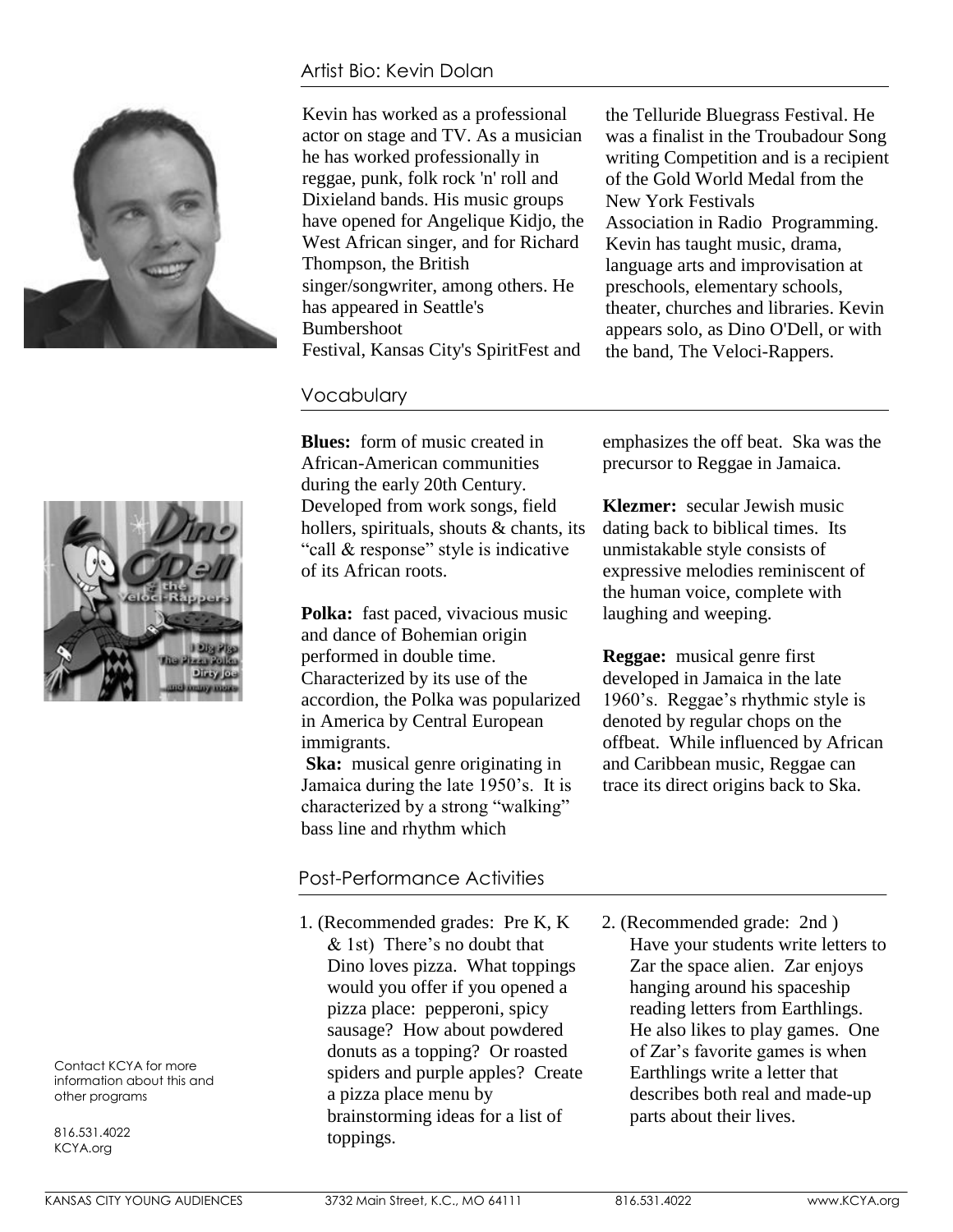## Artist Bio: Kevin Dolan

Kevin has worked as a professional actor on stage and TV. As a musician he has worked professionally in reggae, punk, folk rock 'n' roll and Dixieland bands. His music groups have opened for Angelique Kidjo, the West African singer, and for Richard Thompson, the British singer/songwriter, among others. He has appeared in Seattle's Bumbershoot Festival, Kansas City's SpiritFest and the Telluride Bluegrass Festival. He was a finalist in the Troubadour Song writing Competition and is a recipient of the Gold World Medal from the New York Festivals Association in Radio Programming. Kevin has taught music, drama, language arts and improvisation at preschools, elementary schools, theater, churches and libraries. Kevin appears solo, as Dino O'Dell, or with the band, The Veloci-Rappers.

## Vocabulary

**Blues:** form of music created in African-American communities during the early 20th Century. Developed from work songs, field hollers, spirituals, shouts & chants, its "call & response" style is indicative of its African roots.

**Polka:** fast paced, vivacious music and dance of Bohemian origin performed in double time. Characterized by its use of the accordion, the Polka was popularized in America by Central European immigrants.

**Ska:** musical genre originating in Jamaica during the late 1950's. It is characterized by a strong "walking" bass line and rhythm which emphasizes the off beat. Ska was the precursor to Reggae in Jamaica.

**Klezmer:** secular Jewish music dating back to biblical times. Its unmistakable style consists of expressive melodies reminiscent of the human voice, complete with laughing and weeping.

**Reggae:** musical genre first developed in Jamaica in the late 1960's. Reggae's rhythmic style is denoted by regular chops on the offbeat. While influenced by African and Caribbean music, Reggae can trace its direct origins back to Ska.

## Post-Performance Activities

1. (Recommended grades: Pre K, K & 1st) There's no doubt that Dino loves pizza. What toppings would you offer if you opened a pizza place: pepperoni, spicy sausage? How about powdered donuts as a topping? Or roasted spiders and purple apples? Create a pizza place menu by brainstorming ideas for a list of toppings.

2. (Recommended grade: 2nd ) Have your students write letters to Zar the space alien. Zar enjoys hanging around his spaceship reading letters from Earthlings. He also likes to play games. One of Zar's favorite games is when Earthlings write a letter that describes both real and made-up parts about their lives.

Contact KCYA for more information about this and other programs

816.531.4022
KCYA.org